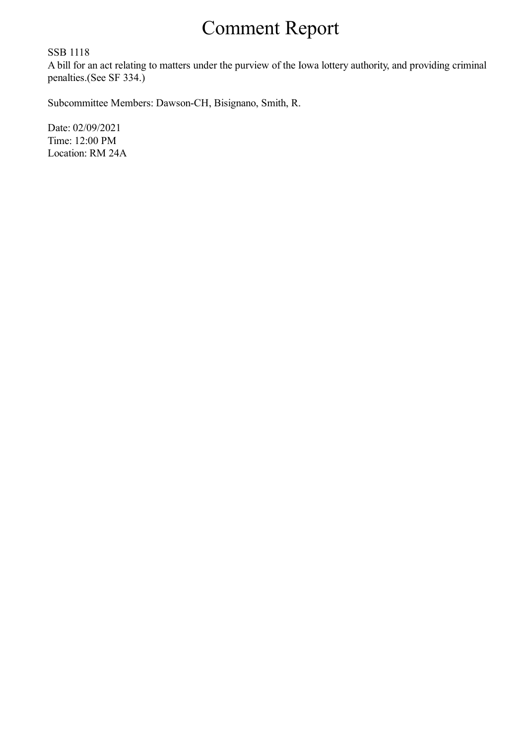# Comment Report

SSB 1118
A bill for an act relating to matters under the purview of the Iowa lottery authority, and providing criminal penalties.(See SF 334.)

Subcommittee Members: Dawson-CH, Bisignano, Smith, R.

Date: 02/09/2021
Time: 12:00 PM
Location: RM 24A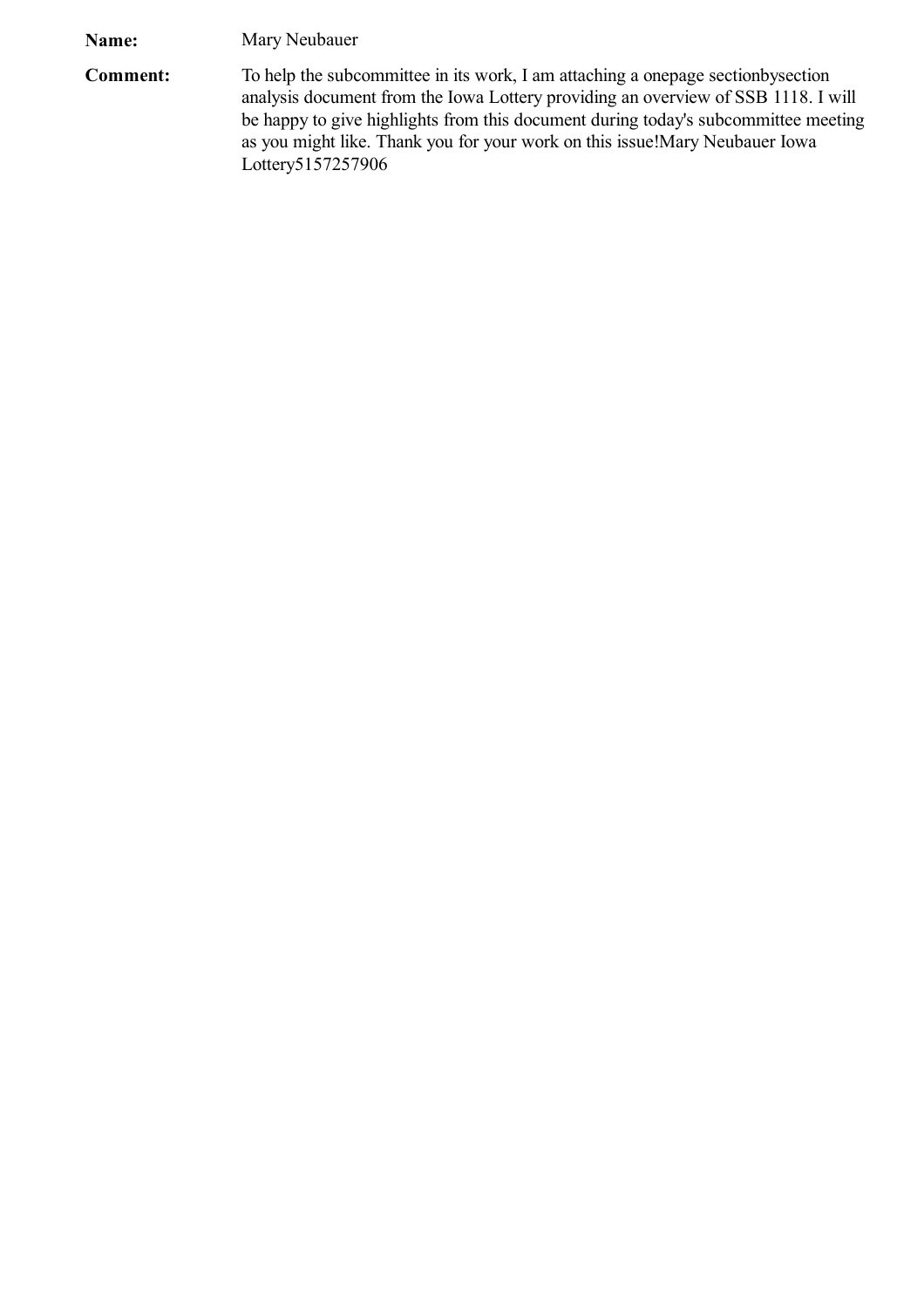**Name:** Mary Neubauer

**Comment:** To help the subcommittee in its work, I am attaching a onepage sectionbysection analysis document from the Iowa Lottery providing an overview of SSB 1118. I will be happy to give highlights from this document during today's subcommittee meeting as you might like. Thank you for your work on this issue!Mary Neubauer Iowa Lottery5157257906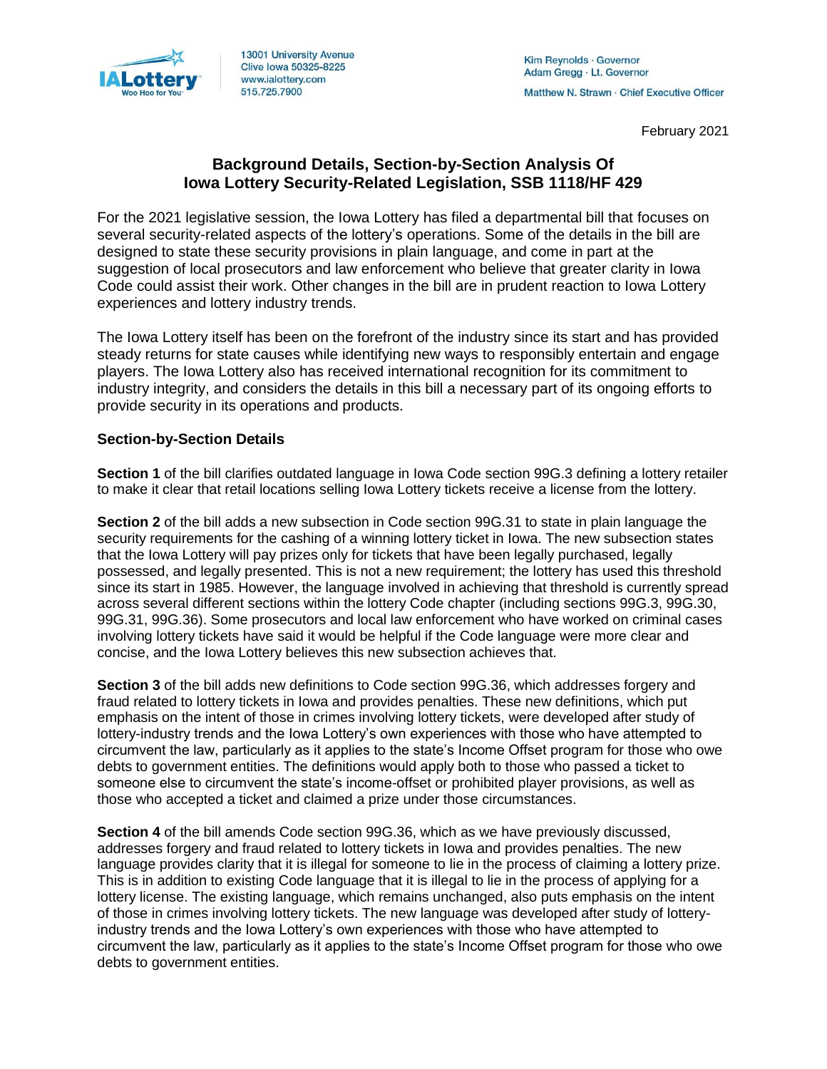February 2021

## Background Details, Section-by-Section Analysis Of Iowa Lottery Security-Related Legislation, SSB 1118/HF 429

For the 2021 legislative session, the Iowa Lottery has filed a departmental bill that focuses on several security-related aspects of the lottery's operations. Some of the details in the bill are designed to state these security provisions in plain language, and come in part at the suggestion of local prosecutors and law enforcement who believe that greater clarity in Iowa Code could assist their work. Other changes in the bill are in prudent reaction to Iowa Lottery experiences and lottery industry trends.

The Iowa Lottery itself has been on the forefront of the industry since its start and has provided steady returns for state causes while identifying new ways to responsibly entertain and engage players. The Iowa Lottery also has received international recognition for its commitment to industry integrity, and considers the details in this bill a necessary part of its ongoing efforts to provide security in its operations and products.

### Section-by-Section Details

**Section 1** of the bill clarifies outdated language in Iowa Code section 99G.3 defining a lottery retailer to make it clear that retail locations selling Iowa Lottery tickets receive a license from the lottery.

**Section 2** of the bill adds a new subsection in Code section 99G.31 to state in plain language the security requirements for the cashing of a winning lottery ticket in Iowa. The new subsection states that the Iowa Lottery will pay prizes only for tickets that have been legally purchased, legally possessed, and legally presented. This is not a new requirement; the lottery has used this threshold since its start in 1985. However, the language involved in achieving that threshold is currently spread across several different sections within the lottery Code chapter (including sections 99G.3, 99G.30, 99G.31, 99G.36). Some prosecutors and local law enforcement who have worked on criminal cases involving lottery tickets have said it would be helpful if the Code language were more clear and concise, and the Iowa Lottery believes this new subsection achieves that.

**Section 3** of the bill adds new definitions to Code section 99G.36, which addresses forgery and fraud related to lottery tickets in Iowa and provides penalties. These new definitions, which put emphasis on the intent of those in crimes involving lottery tickets, were developed after study of lottery-industry trends and the Iowa Lottery's own experiences with those who have attempted to circumvent the law, particularly as it applies to the state's Income Offset program for those who owe debts to government entities. The definitions would apply both to those who passed a ticket to someone else to circumvent the state's income-offset or prohibited player provisions, as well as those who accepted a ticket and claimed a prize under those circumstances.

**Section 4** of the bill amends Code section 99G.36, which as we have previously discussed, addresses forgery and fraud related to lottery tickets in Iowa and provides penalties. The new language provides clarity that it is illegal for someone to lie in the process of claiming a lottery prize. This is in addition to existing Code language that it is illegal to lie in the process of applying for a lottery license. The existing language, which remains unchanged, also puts emphasis on the intent of those in crimes involving lottery tickets. The new language was developed after study of lottery-industry trends and the Iowa Lottery's own experiences with those who have attempted to circumvent the law, particularly as it applies to the state's Income Offset program for those who owe debts to government entities.